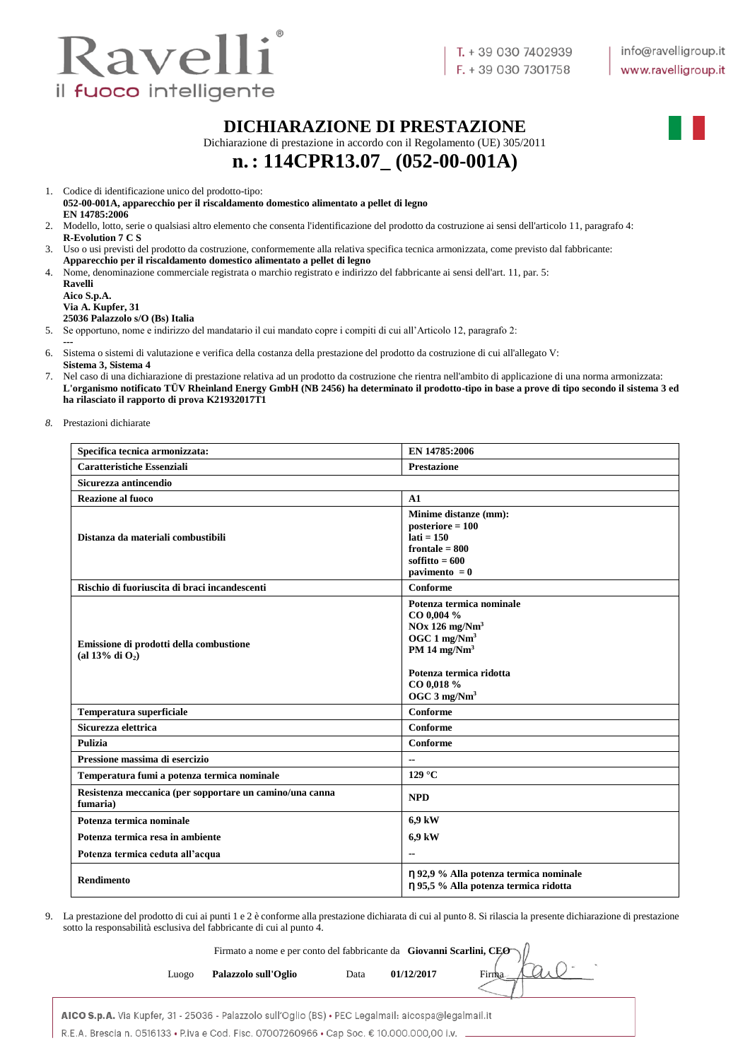Ravelli®
il fuoco intelligente

T. + 39 030 7402939
F. + 39 030 7301758

info@ravelligroup.it
www.ravelligroup.it

# DICHIARAZIONE DI PRESTAZIONE

Dichiarazione di prestazione in accordo con il Regolamento (UE) 305/2011

## n. : 114CPR13.07_ (052-00-001A)

1. Codice di identificazione unico del prodotto-tipo:
   **052-00-001A, apparecchio per il riscaldamento domestico alimentato a pellet di legno**
   **EN 14785:2006**
2. Modello, lotto, serie o qualsiasi altro elemento che consenta l'identificazione del prodotto da costruzione ai sensi dell'articolo 11, paragrafo 4:
   **R-Evolution 7 C S**
3. Uso o usi previsti del prodotto da costruzione, conformemente alla relativa specifica tecnica armonizzata, come previsto dal fabbricante:
   **Apparecchio per il riscaldamento domestico alimentato a pellet di legno**
4. Nome, denominazione commerciale registrata o marchio registrato e indirizzo del fabbricante ai sensi dell'art. 11, par. 5:
   **Ravelli**
   **Aico S.p.A.**
   **Via A. Kupfer, 31**
   **25036 Palazzolo s/O (Bs) Italia**
5. Se opportuno, nome e indirizzo del mandatario il cui mandato copre i compiti di cui all'Articolo 12, paragrafo 2:
   ---
6. Sistema o sistemi di valutazione e verifica della costanza della prestazione del prodotto da costruzione di cui all'allegato V:
   **Sistema 3, Sistema 4**
7. Nel caso di una dichiarazione di prestazione relativa ad un prodotto da costruzione che rientra nell'ambito di applicazione di una norma armonizzata:
   **L'organismo notificato TÜV Rheinland Energy GmbH (NB 2456) ha determinato il prodotto-tipo in base a prove di tipo secondo il sistema 3 ed ha rilasciato il rapporto di prova K21932017T1**
8. Prestazioni dichiarate

| **Specifica tecnica armonizzata:** | **EN 14785:2006** |
|---|---|
| **Caratteristiche Essenziali** | **Prestazione** |
| **Sicurezza antincendio** | |
| **Reazione al fuoco** | **A1** |
| **Distanza da materiali combustibili** | **Minime distanze (mm):**<br>**posteriore = 100**<br>**lati = 150**<br>**frontale = 800**<br>**soffitto = 600**<br>**pavimento = 0** |
| **Rischio di fuoriuscita di braci incandescenti** | **Conforme** |
| **Emissione di prodotti della combustione (al 13% di $O_2$)** | **Potenza termica nominale**<br>**CO 0,004 %**<br>**NOx 126 mg/Nm$^3$**<br>**OGC 1 mg/Nm$^3$**<br>**PM 14 mg/Nm$^3$**<br><br>**Potenza termica ridotta**<br>**CO 0,018 %**<br>**OGC 3 mg/Nm$^3$** |
| **Temperatura superficiale** | **Conforme** |
| **Sicurezza elettrica** | **Conforme** |
| **Pulizia** | **Conforme** |
| **Pressione massima di esercizio** | -- |
| **Temperatura fumi a potenza termica nominale** | **129 °C** |
| **Resistenza meccanica (per sopportare un camino/una canna fumaria)** | **NPD** |
| **Potenza termica nominale** | **6,9 kW** |
| **Potenza termica resa in ambiente** | **6,9 kW** |
| **Potenza termica ceduta all'acqua** | -- |
| **Rendimento** | **η 92,9 % Alla potenza termica nominale**<br>**η 95,5 % Alla potenza termica ridotta** |

9. La prestazione del prodotto di cui ai punti 1 e 2 è conforme alla prestazione dichiarata di cui al punto 8. Si rilascia la presente dichiarazione di prestazione sotto la responsabilità esclusiva del fabbricante di cui al punto 4.

Firmato a nome e per conto del fabbricante da **Giovanni Scarlini, CEO**

Luogo **Palazzolo sull'Oglio** Data **01/12/2017** Firma

**AICO S.p.A.** Via Kupfer, 31 - 25036 - Palazzolo sull'Oglio (BS) • PEC Legalmail: aicospa@legalmail.it
R.E.A. Brescia n. 0516133 • P.Iva e Cod. Fisc. 07007260966 • Cap Soc. € 10.000.000,00 i.v.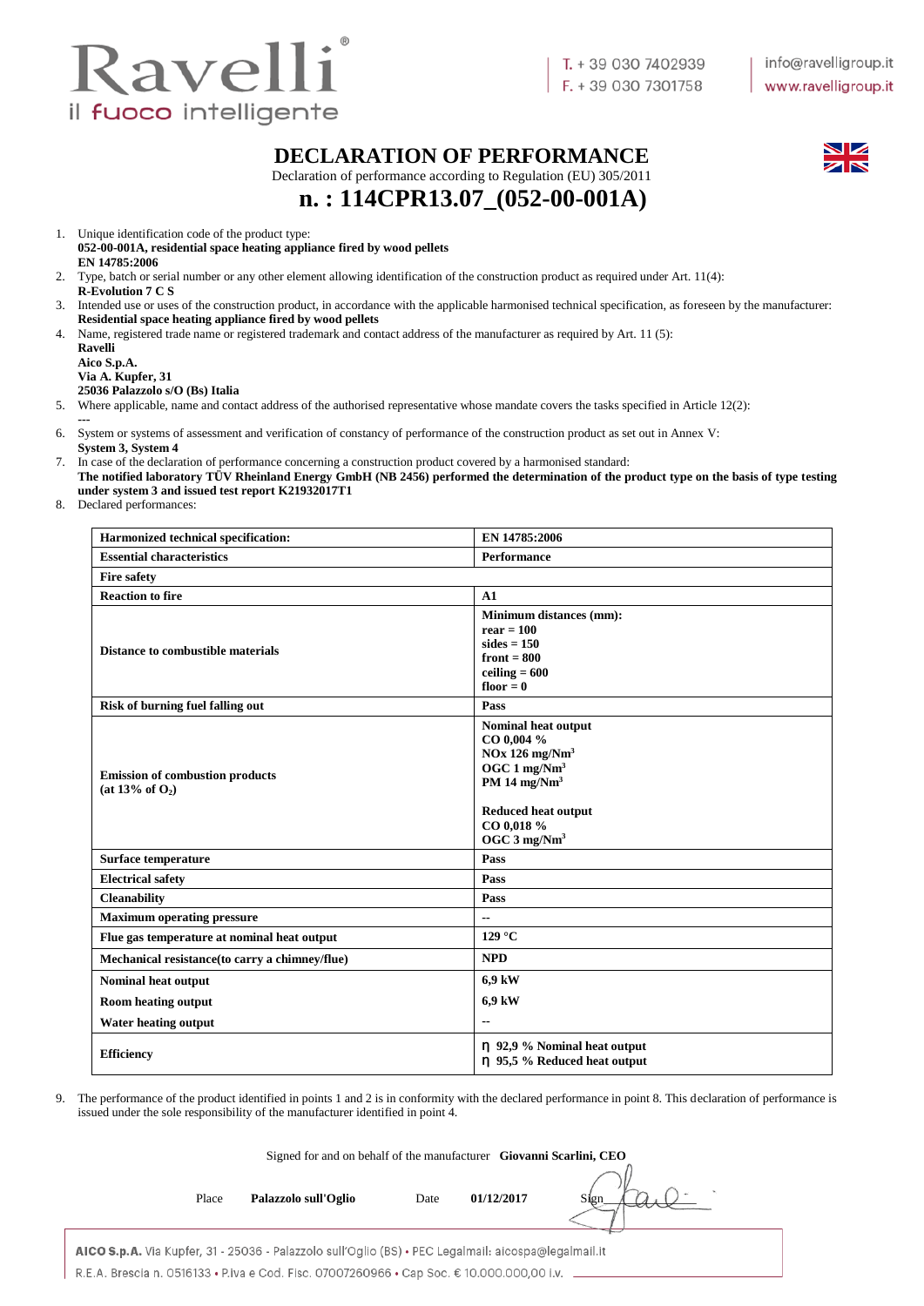# DECLARATION OF PERFORMANCE

Declaration of performance according to Regulation (EU) 305/2011

## n. : 114CPR13.07_(052-00-001A)

1. Unique identification code of the product type:
   **052-00-001A, residential space heating appliance fired by wood pellets**
   **EN 14785:2006**
2. Type, batch or serial number or any other element allowing identification of the construction product as required under Art. 11(4):
   **R-Evolution 7 C S**
3. Intended use or uses of the construction product, in accordance with the applicable harmonised technical specification, as foreseen by the manufacturer:
   **Residential space heating appliance fired by wood pellets**
4. Name, registered trade name or registered trademark and contact address of the manufacturer as required by Art. 11 (5):
   **Ravelli**
   **Aico S.p.A.**
   **Via A. Kupfer, 31**
   **25036 Palazzolo s/O (Bs) Italia**
5. Where applicable, name and contact address of the authorised representative whose mandate covers the tasks specified in Article 12(2):
   ---
6. System or systems of assessment and verification of constancy of performance of the construction product as set out in Annex V:
   **System 3, System 4**
7. In case of the declaration of performance concerning a construction product covered by a harmonised standard:
   **The notified laboratory TÜV Rheinland Energy GmbH (NB 2456) performed the determination of the product type on the basis of type testing under system 3 and issued test report K21932017T1**
8. Declared performances:

| Harmonized technical specification: | EN 14785:2006 |
|---|---|
| **Essential characteristics** | **Performance** |
| **Fire safety** | |
| **Reaction to fire** | **A1** |
| **Distance to combustible materials** | **Minimum distances (mm):**<br>**rear = 100**<br>**sides = 150**<br>**front = 800**<br>**ceiling = 600**<br>**floor = 0** |
| **Risk of burning fuel falling out** | **Pass** |
| **Emission of combustion products (at 13% of $O_2$)** | **Nominal heat output**<br>**CO 0,004 %**<br>**NOx 126 mg/Nm$^3$**<br>**OGC 1 mg/Nm$^3$**<br>**PM 14 mg/Nm$^3$**<br><br>**Reduced heat output**<br>**CO 0,018 %**<br>**OGC 3 mg/Nm$^3$** |
| **Surface temperature** | **Pass** |
| **Electrical safety** | **Pass** |
| **Cleanability** | **Pass** |
| **Maximum operating pressure** | -- |
| **Flue gas temperature at nominal heat output** | **129 °C** |
| **Mechanical resistance(to carry a chimney/flue)** | **NPD** |
| **Nominal heat output** | **6,9 kW** |
| **Room heating output** | **6,9 kW** |
| **Water heating output** | -- |
| **Efficiency** | **η 92,9 % Nominal heat output**<br>**η 95,5 % Reduced heat output** |

9. The performance of the product identified in points 1 and 2 is in conformity with the declared performance in point 8. This declaration of performance is issued under the sole responsibility of the manufacturer identified in point 4.

Signed for and on behalf of the manufacturer **Giovanni Scarlini, CEO**

Place **Palazzolo sull'Oglio** Date **01/12/2017** Sign

**AICO S.p.A.** Via Kupfer, 31 - 25036 - Palazzolo sull'Oglio (BS) • PEC Legalmail: aicospa@legalmail.it
R.E.A. Brescia n. 0516133 • P.Iva e Cod. Fisc. 07007260966 • Cap Soc. € 10.000.000,00 i.v.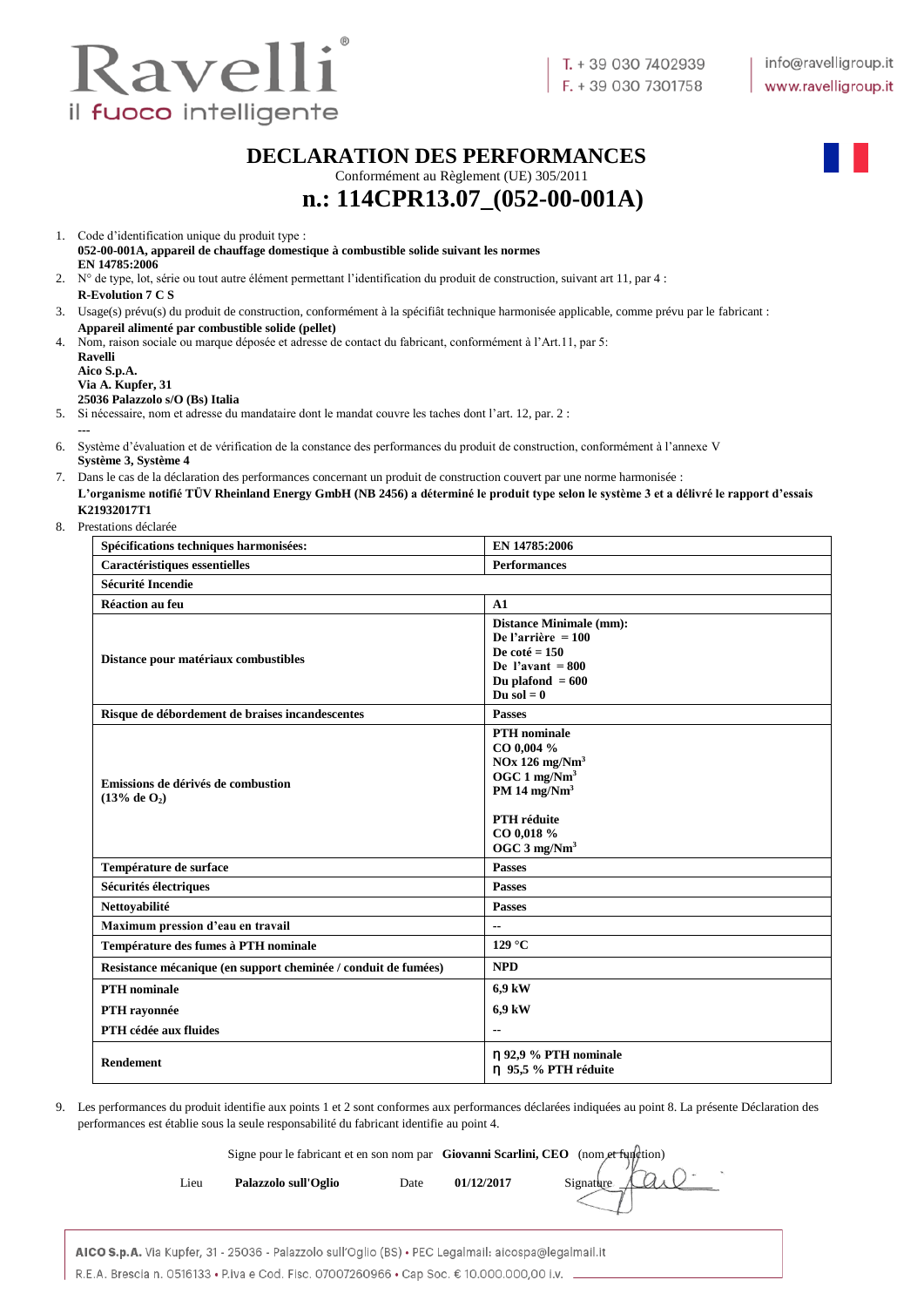# DECLARATION DES PERFORMANCES

Conformément au Règlement (UE) 305/2011

## n.: 114CPR13.07_(052-00-001A)

1. Code d'identification unique du produit type :
   **052-00-001A, appareil de chauffage domestique à combustible solide suivant les normes EN 14785:2006**
2. N° de type, lot, série ou tout autre élément permettant l'identification du produit de construction, suivant art 11, par 4 :
   **R-Evolution 7 C S**
3. Usage(s) prévu(s) du produit de construction, conformément à la spécifiât technique harmonisée applicable, comme prévu par le fabricant :
   **Appareil alimenté par combustible solide (pellet)**
4. Nom, raison sociale ou marque déposée et adresse de contact du fabricant, conformément à l'Art.11, par 5:
   **Ravelli**
   **Aico S.p.A.**
   **Via A. Kupfer, 31**
   **25036 Palazzolo s/O (Bs) Italia**
5. Si nécessaire, nom et adresse du mandataire dont le mandat couvre les taches dont l'art. 12, par. 2 :
   ---
6. Système d'évaluation et de vérification de la constance des performances du produit de construction, conformément à l'annexe V
   **Système 3, Système 4**
7. Dans le cas de la déclaration des performances concernant un produit de construction couvert par une norme harmonisée :
   **L'organisme notifié TÜV Rheinland Energy GmbH (NB 2456) a déterminé le produit type selon le système 3 et a délivré le rapport d'essais K21932017T1**
8. Prestations déclarée

| **Spécifications techniques harmonisées:** | **EN 14785:2006** |
|---|---|
| **Caractéristiques essentielles** | **Performances** |
| **Sécurité Incendie** | |
| **Réaction au feu** | **A1** |
| **Distance pour matériaux combustibles** | **Distance Minimale (mm):**<br>**De l'arrière = 100**<br>**De coté = 150**<br>**De l'avant = 800**<br>**Du plafond = 600**<br>**Du sol = 0** |
| **Risque de débordement de braises incandescentes** | **Passes** |
| **Emissions de dérivés de combustion ($13\%$ de $O_2$)** | **PTH nominale**<br>**CO 0,004 %**<br>**NOx 126 mg/Nm$^3$**<br>**OGC 1 mg/Nm$^3$**<br>**PM 14 mg/Nm$^3$**<br><br>**PTH réduite**<br>**CO 0,018 %**<br>**OGC 3 mg/Nm$^3$** |
| **Température de surface** | **Passes** |
| **Sécurités électriques** | **Passes** |
| **Nettoyabilité** | **Passes** |
| **Maximum pression d'eau en travail** | -- |
| **Température des fumes à PTH nominale** | **129 °C** |
| **Resistance mécanique (en support cheminée / conduit de fumées)** | **NPD** |
| **PTH nominale**<br>**PTH rayonnée**<br>**PTH cédée aux fluides** | **6,9 kW**<br>**6,9 kW**<br>-- |
| **Rendement** | **η 92,9 % PTH nominale**<br>**η 95,5 % PTH réduite** |

9. Les performances du produit identifie aux points 1 et 2 sont conformes aux performances déclarées indiquées au point 8. La présente Déclaration des performances est établie sous la seule responsabilité du fabricant identifie au point 4.

Signe pour le fabricant et en son nom par **Giovanni Scarlini, CEO** (nom et fonction)

Lieu **Palazzolo sull'Oglio** Date **01/12/2017** Signature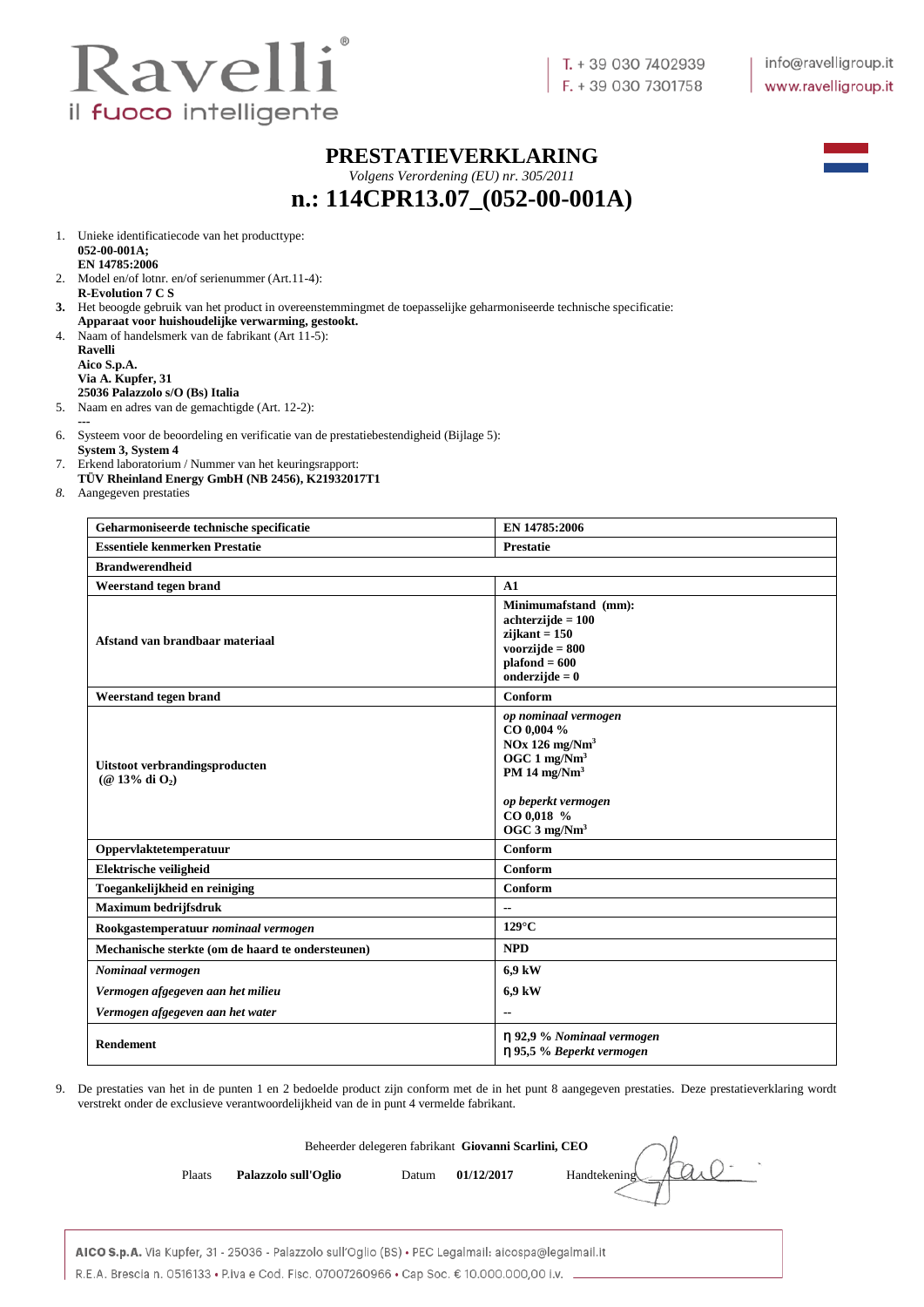Ravelli
il fuoco intelligente

T. + 39 030 7402939
F. + 39 030 7301758

info@ravelligroup.it
www.ravelligroup.it

# PRESTATIEVERKLARING

*Volgens Verordening (EU) nr. 305/2011*

# n.: 114CPR13.07_(052-00-001A)

1. Unieke identificatiecode van het producttype:
   **052-00-001A;**
   **EN 14785:2006**
2. Model en/of lotnr. en/of serienummer (Art.11-4):
   **R-Evolution 7 C S**
3. Het beoogde gebruik van het product in overeenstemmingmet de toepasselijke geharmoniseerde technische specificatie:
   **Apparaat voor huishoudelijke verwarming, gestookt.**
4. Naam of handelsmerk van de fabrikant (Art 11-5):
   **Ravelli**
   **Aico S.p.A.**
   **Via A. Kupfer, 31**
   **25036 Palazzolo s/O (Bs) Italia**
5. Naam en adres van de gemachtigde (Art. 12-2):
   ---
6. Systeem voor de beoordeling en verificatie van de prestatiebestendigheid (Bijlage 5):
   **System 3, System 4**
7. Erkend laboratorium / Nummer van het keuringsrapport:
   **TÜV Rheinland Energy GmbH (NB 2456), K21932017T1**
8. Aangegeven prestaties

| Geharmoniseerde technische specificatie | EN 14785:2006 |
|---|---|
| **Essentiele kenmerken Prestatie** | **Prestatie** |
| **Brandwerendheid** | |
| **Weerstand tegen brand** | **A1** |
| **Afstand van brandbaar materiaal** | **Minimumafstand (mm):**<br>**achterzijde = 100**<br>**zijkant = 150**<br>**voorzijde = 800**<br>**plafond = 600**<br>**onderzijde = 0** |
| **Weerstand tegen brand** | **Conform** |
| **Uitstoot verbrandingsproducten (@ 13% di $O_2$)** | ***op nominaal vermogen***<br>**CO 0,004 %**<br>**$NO_x$ 126 mg/Nm³**<br>**OGC 1 mg/Nm³**<br>**PM 14 mg/Nm³**<br><br>***op beperkt vermogen***<br>**CO 0,018 %**<br>**OGC 3 mg/Nm³** |
| **Oppervlaktetemperatuur** | **Conform** |
| **Elektrische veiligheid** | **Conform** |
| **Toegankelijkheid en reiniging** | **Conform** |
| **Maximum bedrijfsdruk** | -- |
| **Rookgastemperatuur *nominaal vermogen*** | **129°C** |
| **Mechanische sterkte (om de haard te ondersteunen)** | **NPD** |
| ***Nominaal vermogen*** | **6,9 kW** |
| ***Vermogen afgegeven aan het milieu*** | **6,9 kW** |
| ***Vermogen afgegeven aan het water*** | -- |
| **Rendement** | **η 92,9 % *Nominaal vermogen***<br>**η 95,5 % *Beperkt vermogen*** |

9. De prestaties van het in de punten 1 en 2 bedoelde product zijn conform met de in het punt 8 aangegeven prestaties. Deze prestatieverklaring wordt verstrekt onder de exclusieve verantwoordelijkheid van de in punt 4 vermelde fabrikant.

Beheerder delegeren fabrikant **Giovanni Scarlini, CEO**

Plaats **Palazzolo sull'Oglio** Datum **01/12/2017** Handtekening

**AICO S.p.A.** Via Kupfer, 31 - 25036 - Palazzolo sull'Oglio (BS) • PEC Legalmail: aicospa@legalmail.it
R.E.A. Brescia n. 0516133 • P.Iva e Cod. Fisc. 07007260966 • Cap Soc. € 10.000.000,00 i.v.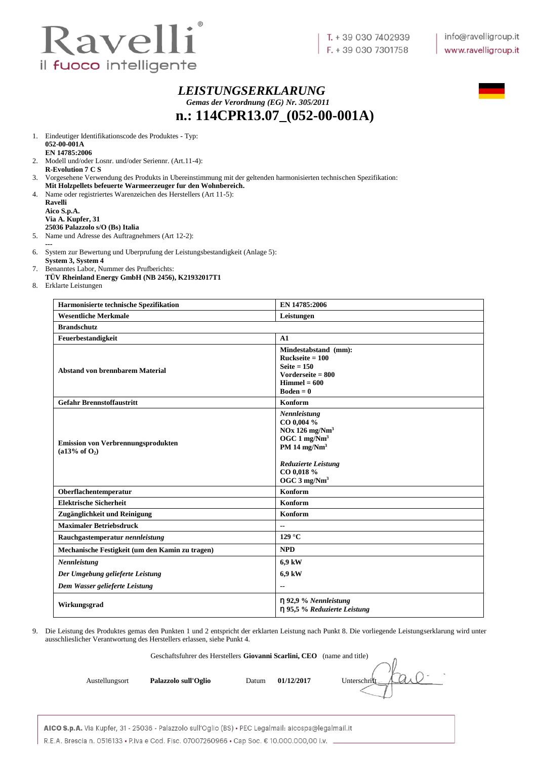# *LEISTUNGSERKLARUNG*

***Gemas der Verordnung (EG) Nr. 305/2011***

# n.: 114CPR13.07_(052-00-001A)

1. Eindeutiger Identifikationscode des Produktes - Typ:
   **052-00-001A**
   **EN 14785:2006**
2. Modell und/oder Losnr. und/oder Seriennr. (Art.11-4):
   **R-Evolution 7 C S**
3. Vorgesehene Verwendung des Produkts in Ubereinstimmung mit der geltenden harmonisierten technischen Spezifikation:
   **Mit Holzpellets befeuerte Warmeerzeuger fur den Wohnbereich.**
4. Name oder registriertes Warenzeichen des Herstellers (Art 11-5):
   **Ravelli**
   **Aico S.p.A.**
   **Via A. Kupfer, 31**
   **25036 Palazzolo s/O (Bs) Italia**
5. Name und Adresse des Auftragnehmers (Art 12-2):
   ---
6. System zur Bewertung und Uberprufung der Leistungsbestandigkeit (Anlage 5):
   **System 3, System 4**
7. Benanntes Labor, Nummer des Prufberichts:
   **TÜV Rheinland Energy GmbH (NB 2456), K21932017T1**
8. Erklarte Leistungen

| **Harmonisierte technische Spezifikation** | **EN 14785:2006** |
|---|---|
| **Wesentliche Merkmale** | **Leistungen** |
| **Brandschutz** | |
| **Feuerbestandigkeit** | **A1** |
| **Abstand von brennbarem Material** | **Mindestabstand (mm):**<br>**Ruckseite = 100**<br>**Seite = 150**<br>**Vorderseite = 800**<br>**Himmel = 600**<br>**Boden = 0** |
| **Gefahr Brennstoffaustritt** | **Konform** |
| **Emission von Verbrennungsprodukten (a13% of $O_2$)** | ***Nennleistung***<br>**CO 0,004 %**<br>**NOx 126 mg/Nm$^3$**<br>**OGC 1 mg/Nm$^3$**<br>**PM 14 mg/Nm$^3$**<br><br>***Reduzierte Leistung***<br>**CO 0,018 %**<br>**OGC 3 mg/Nm$^3$** |
| **Oberflachentemperatur** | **Konform** |
| **Elektrische Sicherheit** | **Konform** |
| **Zugänglichkeit und Reinigung** | **Konform** |
| **Maximaler Betriebsdruck** | **--** |
| **Rauchgastemperatur *nennleistung*** | **129 °C** |
| **Mechanische Festigkeit (um den Kamin zu tragen)** | **NPD** |
| ***Nennleistung***<br>***Der Umgebung gelieferte Leistung***<br>***Dem Wasser gelieferte Leistung*** | **6,9 kW**<br>**6,9 kW**<br>**--** |
| **Wirkungsgrad** | **η 92,9 % *Nennleistung***<br>**η 95,5 % *Reduzierte Leistung*** |

9. Die Leistung des Produktes gemas den Punkten 1 und 2 entspricht der erklarten Leistung nach Punkt 8. Die vorliegende Leistungserklarung wird unter ausschlieslicher Verantwortung des Herstellers erlassen, siehe Punkt 4.

Geschaftsfuhrer des Herstellers **Giovanni Scarlini, CEO** (name and title)

Austellungsort **Palazzolo sull'Oglio** Datum **01/12/2017** Unterschrift

**AICO S.p.A.** Via Kupfer, 31 - 25036 - Palazzolo sull'Oglio (BS) • PEC Legalmail: aicospa@legalmail.it
R.E.A. Brescia n. 0516133 • P.Iva e Cod. Fisc. 07007260966 • Cap Soc. € 10.000.000,00 i.v.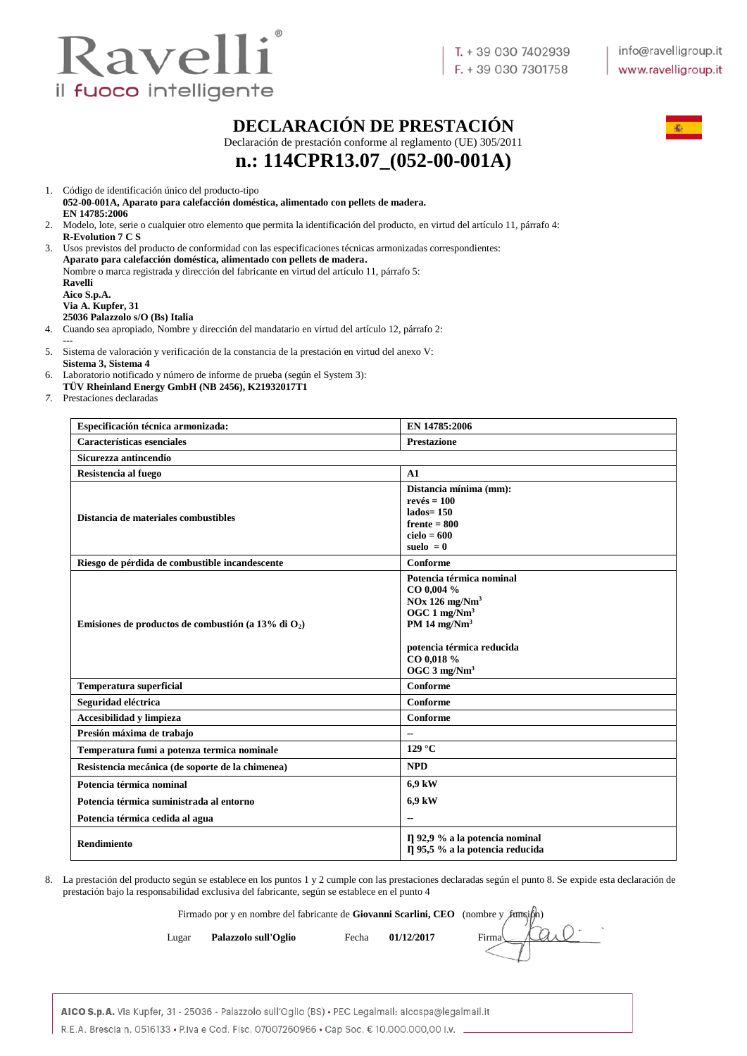# DECLARACIÓN DE PRESTACIÓN

Declaración de prestación conforme al reglamento (UE) 305/2011

## n.: 114CPR13.07_(052-00-001A)

1. Código de identificación único del producto-tipo
   **052-00-001A, Aparato para calefacción doméstica, alimentado con pellets de madera.**
   **EN 14785:2006**
2. Modelo, lote, serie o cualquier otro elemento que permita la identificación del producto, en virtud del artículo 11, párrafo 4:
   **R-Evolution 7 C S**
3. Usos previstos del producto de conformidad con las especificaciones técnicas armonizadas correspondientes:
   **Aparato para calefacción doméstica, alimentado con pellets de madera.**
   Nombre o marca registrada y dirección del fabricante en virtud del artículo 11, párrafo 5:
   **Ravelli**
   **Aico S.p.A.**
   **Via A. Kupfer, 31**
   **25036 Palazzolo s/O (Bs) Italia**
4. Cuando sea apropiado, Nombre y dirección del mandatario en virtud del artículo 12, párrafo 2:
   ---
5. Sistema de valoración y verificación de la constancia de la prestación en virtud del anexo V:
   **Sistema 3, Sistema 4**
6. Laboratorio notificado y número de informe de prueba (según el System 3):
   **TÜV Rheinland Energy GmbH (NB 2456), K21932017T1**
7. Prestaciones declaradas

| Especificación técnica armonizada: | EN 14785:2006 |
|---|---|
| **Características esenciales** | **Prestazione** |
| **Sicurezza antincendio** | |
| **Resistencia al fuego** | **A1** |
| **Distancia de materiales combustibles** | **Distancia mínima (mm):**<br>**revés = 100**<br>**lados= 150**<br>**frente = 800**<br>**cielo = 600**<br>**suelo = 0** |
| **Riesgo de pérdida de combustible incandescente** | **Conforme** |
| **Emisiones de productos de combustión (a 13% di $O_2$)** | **Potencia térmica nominal**<br>**CO 0,004 %**<br>**NOx 126 mg/Nm$^3$**<br>**OGC 1 mg/Nm$^3$**<br>**PM 14 mg/Nm$^3$**<br><br>**potencia térmica reducida**<br>**CO 0,018 %**<br>**OGC 3 mg/Nm$^3$** |
| **Temperatura superficial** | **Conforme** |
| **Seguridad eléctrica** | **Conforme** |
| **Accesibilidad y limpieza** | **Conforme** |
| **Presión máxima de trabajo** | -- |
| **Temperatura fumi a potenza termica nominale** | **129 °C** |
| **Resistencia mecánica (de soporte de la chimenea)** | **NPD** |
| **Potencia térmica nominal**<br>**Potencia térmica suministrada al entorno**<br>**Potencia térmica cedida al agua** | **6,9 kW**<br>**6,9 kW**<br>-- |
| **Rendimiento** | **η 92,9 % a la potencia nominal**<br>**η 95,5 % a la potencia reducida** |

8. La prestación del producto según se establece en los puntos 1 y 2 cumple con las prestaciones declaradas según el punto 8. Se expide esta declaración de prestación bajo la responsabilidad exclusiva del fabricante, según se establece en el punto 4

Firmado por y en nombre del fabricante de **Giovanni Scarlini, CEO** (nombre y función)

Lugar **Palazzolo sull'Oglio** Fecha **01/12/2017** Firma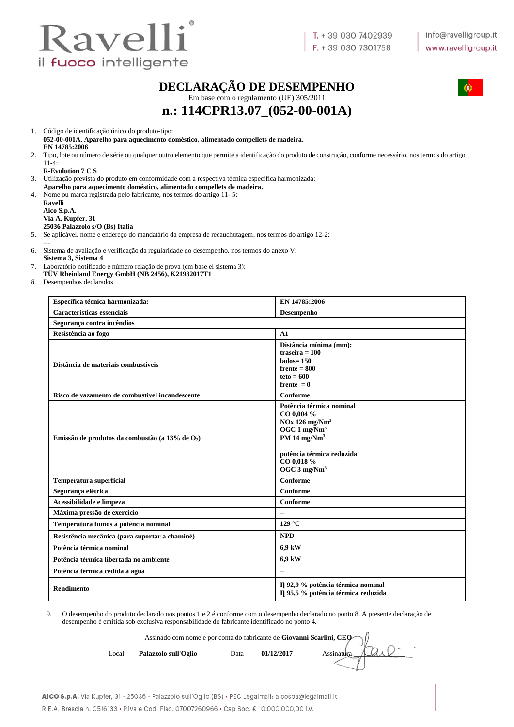# DECLARAÇÃO DE DESEMPENHO

Em base com o regulamento (UE) 305/2011

## n.: 114CPR13.07_(052-00-001A)

1. Código de identificação único do produto-tipo:
   **052-00-001A, Aparelho para aquecimento doméstico, alimentado compellets de madeira.**
   **EN 14785:2006**
2. Tipo, lote ou número de série ou qualquer outro elemento que permite a identificação do produto de construção, conforme necessário, nos termos do artigo 11-4:
   **R-Evolution 7 C S**
3. Utilização prevista do produto em conformidade com a respectiva técnica especifica harmonizada:
   **Aparelho para aquecimento doméstico, alimentado compellets de madeira.**
4. Nome ou marca registrada pelo fabricante, nos termos do artigo 11- 5:
   **Ravelli**
   **Aico S.p.A.**
   **Via A. Kupfer, 31**
   **25036 Palazzolo s/O (Bs) Italia**
5. Se aplicável, nome e endereço do mandatário da empresa de recauchutagem, nos termos do artigo 12-2:
   ---
6. Sistema de avaliação e verificação da regularidade do desempenho, nos termos do anexo V:
   **Sistema 3, Sistema 4**
7. Laboratório notificado e número relação de prova (em base el sistema 3):
   **TÜV Rheinland Energy GmbH (NB 2456), K21932017T1**
8. Desempenhos declarados

| **Especifica técnica harmonizada:** | **EN 14785:2006** |
|---|---|
| **Características essenciais** | **Desempenho** |
| **Segurança contra incêndios** | |
| **Resistência ao fogo** | **A1** |
| **Distância de materiais combustíveis** | **Distância mínima (mm):**<br>**traseira = 100**<br>**lados= 150**<br>**frente = 800**<br>**teto = 600**<br>**frente = 0** |
| **Risco de vazamento de combustível incandescente** | **Conforme** |
| **Emissão de produtos da combustão (a 13% de $O_2$)** | **Potência térmica nominal**<br>**CO 0,004 %**<br>**NOx 126 mg/Nm$^3$**<br>**OGC 1 mg/Nm$^3$**<br>**PM 14 mg/Nm$^3$**<br><br>**potência térmica reduzida**<br>**CO 0,018 %**<br>**OGC 3 mg/Nm$^3$** |
| **Temperatura superficial** | **Conforme** |
| **Segurança elétrica** | **Conforme** |
| **Acessibilidade e limpeza** | **Conforme** |
| **Máxima pressão de exercício** | -- |
| **Temperatura fumos a potência nominal** | **129 °C** |
| **Resistência mecânica (para suportar a chaminé)** | **NPD** |
| **Potência térmica nominal** | **6,9 kW** |
| **Potência térmica libertada no ambiente** | **6,9 kW** |
| **Potência térmica cedida à água** | -- |
| **Rendimento** | **Ƞ 92,9 % potência térmica nominal**<br>**Ƞ 95,5 % potência térmica reduzida** |

9. O desempenho do produto declarado nos pontos 1 e 2 é conforme com o desempenho declarado no ponto 8. A presente declaração de desempenho é emitida sob exclusiva responsabilidade do fabricante identificado no ponto 4.

Assinado com nome e por conta do fabricante de **Giovanni Scarlini, CEO**

Local **Palazzolo sull'Oglio** Data **01/12/2017** Assinatura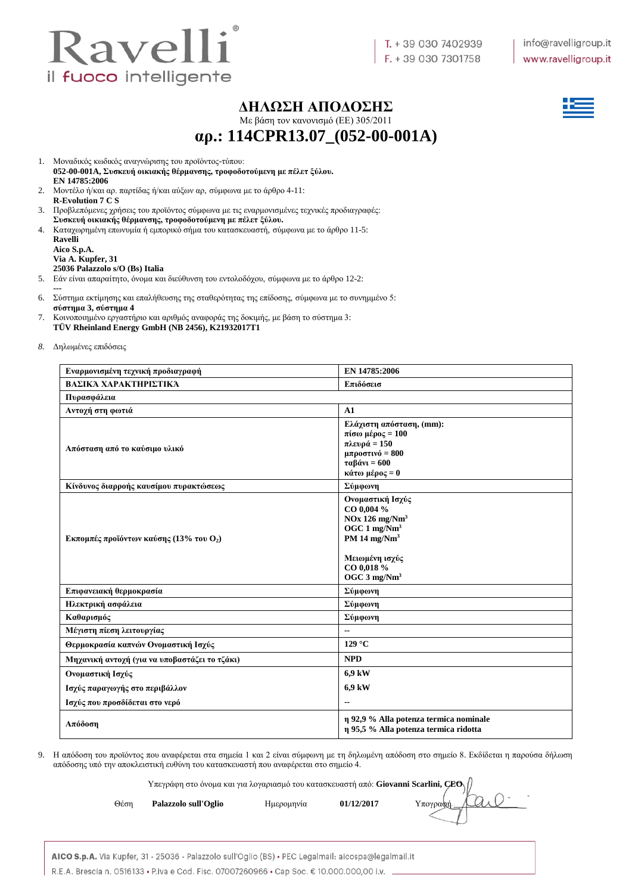# ΔΗΛΩΣΗ ΑΠΟΔΟΣΗΣ

Με βάση τον κανονισμό (ΕΕ) 305/2011

# αρ.: 114CPR13.07_(052-00-001A)

1. Μοναδικός κωδικός αναγνώρισης του προϊόντος-τύπου:
   **052-00-001A, Συσκευή οικιακής θέρμανσης, τροφοδοτούμενη με πέλετ ξύλου.**
   **EN 14785:2006**
2. Μοντέλο ή/και αρ. παρτίδας ή/και αύξων αρ, σύμφωνα με το άρθρο 4-11:
   **R-Evolution 7 C S**
3. Προβλεπόμενες χρήσεις του προϊόντος σύμφωνα με τις εναρμονισμένες τεχνικές προδιαγραφές:
   **Συσκευή οικιακής θέρμανσης, τροφοδοτούμενη με πέλετ ξύλου.**
4. Καταχωρημένη επωνυμία ή εμπορικό σήμα του κατασκευαστή, σύμφωνα με το άρθρο 11-5:
   **Ravelli**
   **Aico S.p.A.**
   **Via A. Kupfer, 31**
   **25036 Palazzolo s/O (Bs) Italia**
5. Εάν είναι απαραίτητο, όνομα και διεύθυνση του εντολοδόχου, σύμφωνα με το άρθρο 12-2:
   ---
6. Σύστημα εκτίμησης και επαλήθευσης της σταθερότητας της επίδοσης, σύμφωνα με το συνημμένο 5:
   **σύστημα 3, σύστημα 4**
7. Κοινοποιημένο εργαστήριο και αριθμός αναφοράς της δοκιμής, με βάση το σύστημα 3:
   **TÜV Rheinland Energy GmbH (NB 2456), K21932017T1**
8. Δηλωμένες επιδόσεις

| **Εναρμονισμένη τεχνική προδιαγραφή** | **EN 14785:2006** |
|---|---|
| **ΒΑΣΙΚΆ ΧΑΡΑΚΤΗΡΙΣΤΙΚΆ** | **Επιδόσεισ** |
| **Πυρασφάλεια** | |
| **Αντοχή στη φωτιά** | **A1** |
| **Απόσταση από το καύσιμο υλικό** | **Ελάχιστη απόσταση, (mm):**<br>**πίσω μέρος = 100**<br>**πλευρά = 150**<br>**μπροστινό = 800**<br>**ταβάνι = 600**<br>**κάτω μέρος = 0** |
| **Κίνδυνος διαρροής καυσίμου πυρακτώσεως** | **Σύμφωνη** |
| **Εκπομπές προϊόντων καύσης (13% του $O_2$)** | **Ονομαστική Ισχύς**<br>**CO 0,004 %**<br>**NOx 126 mg/Nm$^3$**<br>**OGC 1 mg/Nm$^3$**<br>**PM 14 mg/Nm$^3$**<br><br>**Μειωμένη ισχύς**<br>**CO 0,018 %**<br>**OGC 3 mg/Nm$^3$** |
| **Επιφανειακή θερμοκρασία** | **Σύμφωνη** |
| **Ηλεκτρική ασφάλεια** | **Σύμφωνη** |
| **Καθαρισμός** | **Σύμφωνη** |
| **Μέγιστη πίεση λειτουργίας** | -- |
| **Θερμοκρασία καπνών Ονομαστική Ισχύς** | **129 °C** |
| **Μηχανική αντοχή (για να υποβαστάζει το τζάκι)** | **NPD** |
| **Ονομαστική Ισχύς**<br>**Ισχύς παραγωγής στο περιβάλλον**<br>**Ισχύς που προσδίδεται στο νερό** | **6,9 kW**<br>**6,9 kW**<br>-- |
| **Απόδοση** | **η 92,9 % Alla potenza termica nominale**<br>**η 95,5 % Alla potenza termica ridotta** |

9. Η απόδοση του προϊόντος που αναφέρεται στα σημεία 1 και 2 είναι σύμφωνη με τη δηλωμένη απόδοση στο σημείο 8. Εκδίδεται η παρούσα δήλωση απόδοσης υπό την αποκλειστική ευθύνη του κατασκευαστή που αναφέρεται στο σημείο 4.

Υπεγράφη στο όνομα και για λογαριασμό του κατασκευαστή από: **Giovanni Scarlini, CEO**

Θέση **Palazzolo sull'Oglio** Ημερομηνία **01/12/2017** Υπογραφή

**AICO S.p.A.** Via Kupfer, 31 - 25036 - Palazzolo sull'Oglio (BS) • PEC Legalmail: aicospa@legalmail.it
R.E.A. Brescia n. 0516133 • P.Iva e Cod. Fisc. 07007260966 • Cap Soc. € 10.000.000,00 i.v.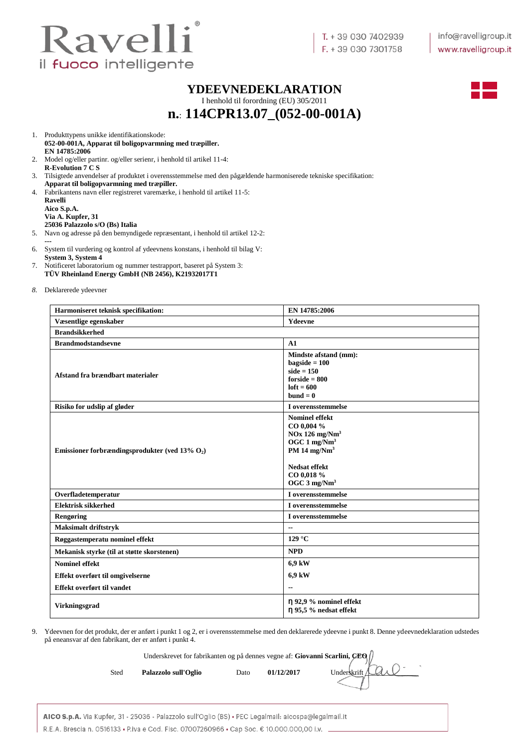# YDEEVNEDEKLARATION

I henhold til forordning (EU) 305/2011

## n.: 114CPR13.07_(052-00-001A)

1. Produkttypens unikke identifikationskode:
   **052-00-001A, Apparat til boligopvarmning med træpiller.**
   **EN 14785:2006**
2. Model og/eller partinr. og/eller serienr, i henhold til artikel 11-4:
   **R-Evolution 7 C S**
3. Tilsigtede anvendelser af produktet i overensstemmelse med den pågældende harmoniserede tekniske specifikation:
   **Apparat til boligopvarmning med træpiller.**
4. Fabrikantens navn eller registreret varemærke, i henhold til artikel 11-5:
   **Ravelli**
   **Aico S.p.A.**
   **Via A. Kupfer, 31**
   **25036 Palazzolo s/O (Bs) Italia**
5. Navn og adresse på den bemyndigede repræsentant, i henhold til artikel 12-2:
   ---
6. System til vurdering og kontrol af ydeevnens konstans, i henhold til bilag V:
   **System 3, System 4**
7. Notificeret laboratorium og nummer testrapport, baseret på System 3:
   **TÜV Rheinland Energy GmbH (NB 2456), K21932017T1**
8. Deklarerede ydeevner

| **Harmoniseret teknisk specifikation:** | **EN 14785:2006** |
|---|---|
| **Væsentlige egenskaber** | **Ydeevne** |
| **Brandsikkerhed** | |
| **Brandmodstandsevne** | **A1** |
| **Afstand fra brændbart materialer** | **Mindste afstand (mm):**<br>**bagside = 100**<br>**side = 150**<br>**forside = 800**<br>**loft = 600**<br>**bund = 0** |
| **Risiko for udslip af gløder** | **I overensstemmelse** |
| **Emissioner forbrændingsprodukter (ved 13% $O_2$)** | **Nominel effekt**<br>**CO 0,004 %**<br>**NOx 126 mg/Nm$^3$**<br>**OGC 1 mg/Nm$^3$**<br>**PM 14 mg/Nm$^3$**<br><br>**Nedsat effekt**<br>**CO 0,018 %**<br>**OGC 3 mg/Nm$^3$** |
| **Overfladetemperatur** | **I overensstemmelse** |
| **Elektrisk sikkerhed** | **I overensstemmelse** |
| **Rengøring** | **I overensstemmelse** |
| **Maksimalt driftstryk** | -- |
| **Røggastemperatu nominel effekt** | **129 °C** |
| **Mekanisk styrke (til at støtte skorstenen)** | **NPD** |
| **Nominel effekt**<br>**Effekt overført til omgivelserne**<br>**Effekt overført til vandet** | **6,9 kW**<br>**6,9 kW**<br>-- |
| **Virkningsgrad** | **η 92,9 % nominel effekt**<br>**η 95,5 % nedsat effekt** |

9. Ydeevnen for det produkt, der er anført i punkt 1 og 2, er i overensstemmelse med den deklarerede ydeevne i punkt 8. Denne ydeevnedeklaration udstedes på eneansvar af den fabrikant, der er anført i punkt 4.

Underskrevet for fabrikanten og på dennes vegne af: **Giovanni Scarlini, CEO**

Sted **Palazzolo sull'Oglio** Dato **01/12/2017** Underskrift

**AICO S.p.A.** Via Kupfer, 31 - 25036 - Palazzolo sull'Oglio (BS) • PEC Legalmail: aicospa@legalmail.it
R.E.A. Brescia n. 0516133 • P.Iva e Cod. Fisc. 07007260966 • Cap Soc. € 10.000.000,00 i.v.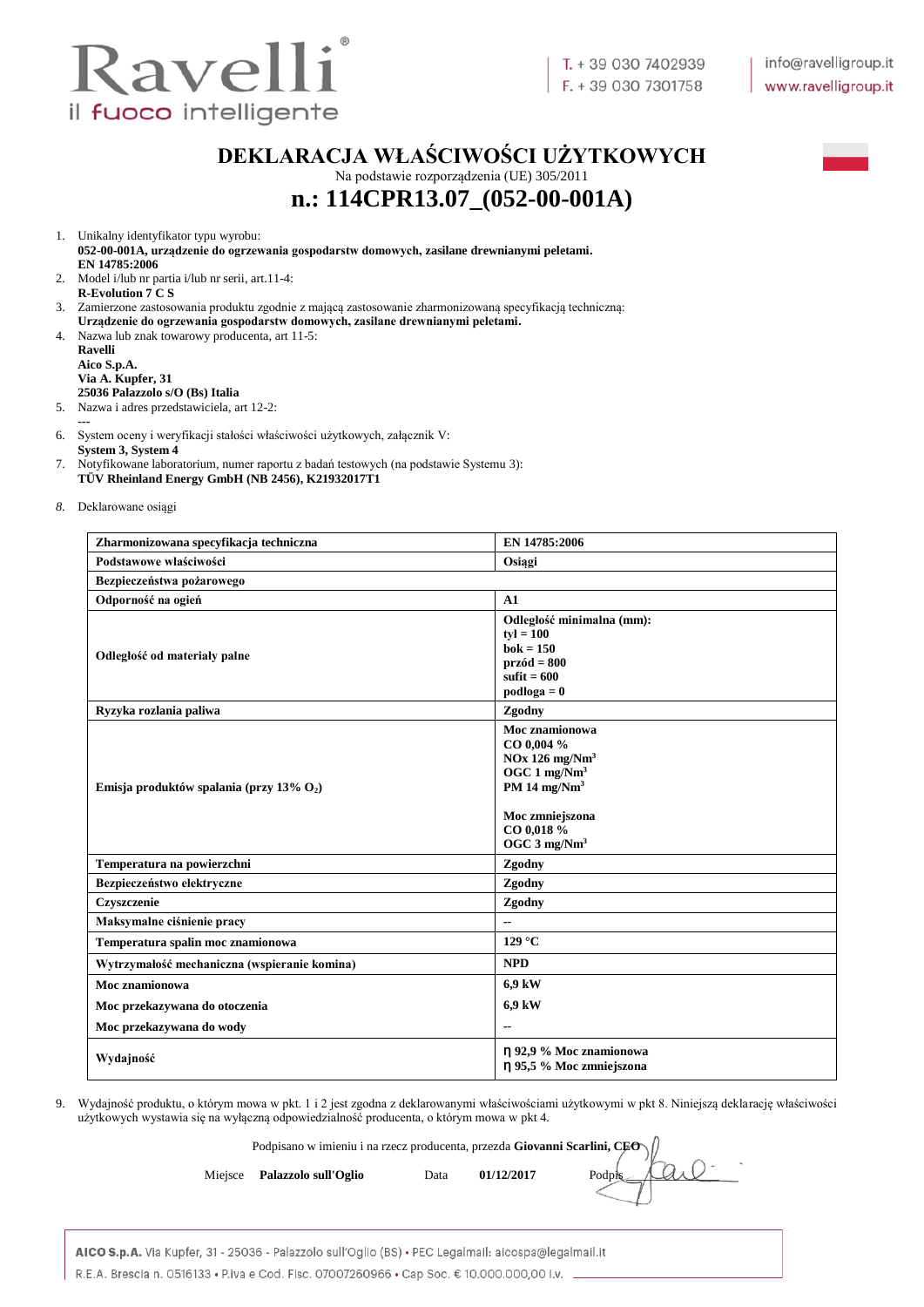# DEKLARACJA WŁAŚCIWOŚCI UŻYTKOWYCH

Na podstawie rozporządzenia (UE) 305/2011

## n.: 114CPR13.07_(052-00-001A)

1. Unikalny identyfikator typu wyrobu:
   **052-00-001A, urządzenie do ogrzewania gospodarstw domowych, zasilane drewnianymi peletami.**
   **EN 14785:2006**
2. Model i/lub nr partia i/lub nr serii, art.11-4:
   **R-Evolution 7 C S**
3. Zamierzone zastosowania produktu zgodnie z mającą zastosowanie zharmonizowaną specyfikacją techniczną:
   **Urządzenie do ogrzewania gospodarstw domowych, zasilane drewnianymi peletami.**
4. Nazwa lub znak towarowy producenta, art 11-5:
   **Ravelli**
   **Aico S.p.A.**
   **Via A. Kupfer, 31**
   **25036 Palazzolo s/O (Bs) Italia**
5. Nazwa i adres przedstawiciela, art 12-2:
   ---
6. System oceny i weryfikacji stałości właściwości użytkowych, załącznik V:
   **System 3, System 4**
7. Notyfikowane laboratorium, numer raportu z badań testowych (na podstawie Systemu 3):
   **TÜV Rheinland Energy GmbH (NB 2456), K21932017T1**
8. Deklarowane osiągi

| **Zharmonizowana specyfikacja techniczna** | **EN 14785:2006** |
|---|---|
| **Podstawowe właściwości** | **Osiągi** |
| **Bezpieczeństwa pożarowego** | |
| **Odporność na ogień** | **A1** |
| **Odległość od materiały palne** | **Odległość minimalna (mm):**<br>**tył = 100**<br>**bok = 150**<br>**przód = 800**<br>**sufit = 600**<br>**podłoga = 0** |
| **Ryzyka rozlania paliwa** | **Zgodny** |
| **Emisja produktów spalania (przy 13% $O_2$)** | **Moc znamionowa**<br>**CO 0,004 %**<br>**NOx 126 mg/Nm$^3$**<br>**OGC 1 mg/Nm$^3$**<br>**PM 14 mg/Nm$^3$**<br><br>**Moc zmniejszona**<br>**CO 0,018 %**<br>**OGC 3 mg/Nm$^3$** |
| **Temperatura na powierzchni** | **Zgodny** |
| **Bezpieczeństwo elektryczne** | **Zgodny** |
| **Czyszczenie** | **Zgodny** |
| **Maksymalne ciśnienie pracy** | -- |
| **Temperatura spalin moc znamionowa** | **129 °C** |
| **Wytrzymałość mechaniczna (wspieranie komina)** | **NPD** |
| **Moc znamionowa**<br>**Moc przekazywana do otoczenia**<br>**Moc przekazywana do wody** | **6,9 kW**<br>**6,9 kW**<br>-- |
| **Wydajność** | **η 92,9 % Moc znamionowa**<br>**η 95,5 % Moc zmniejszona** |

9. Wydajność produktu, o którym mowa w pkt. 1 i 2 jest zgodna z deklarowanymi właściwościami użytkowymi w pkt 8. Niniejszą deklarację właściwości użytkowych wystawia się na wyłączną odpowiedzialność producenta, o którym mowa w pkt 4.

Podpisano w imieniu i na rzecz producenta, przezda **Giovanni Scarlini, CEO**

Miejsce **Palazzolo sull'Oglio** Data **01/12/2017** Podpis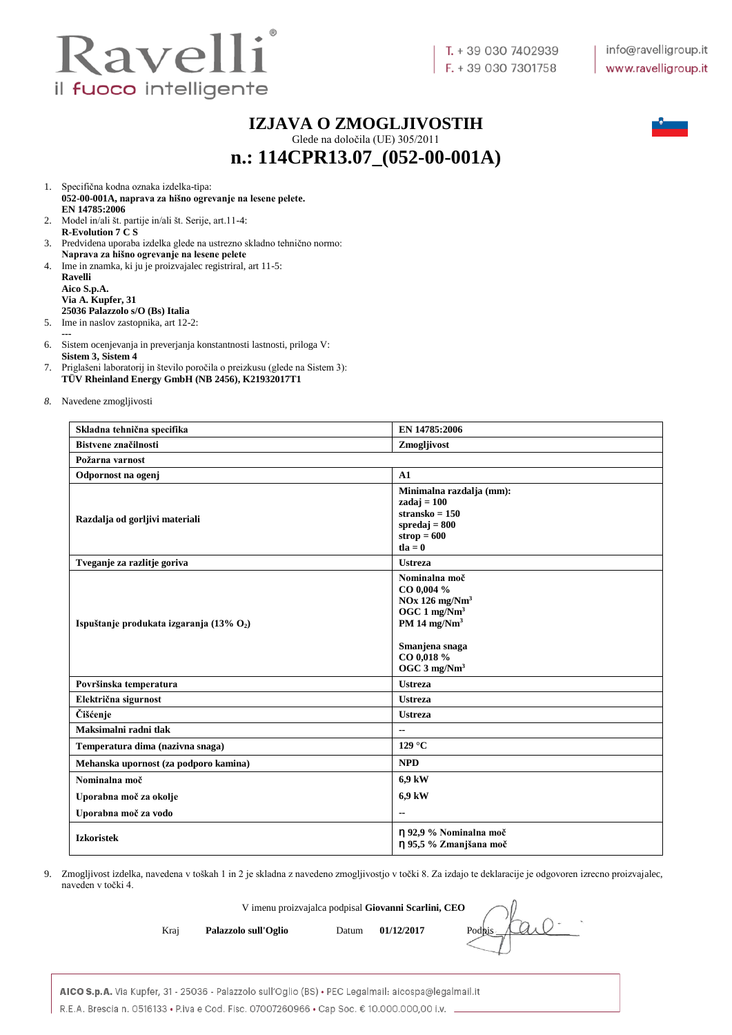# IZJAVA O ZMOGLJIVOSTIH

Glede na določila (UE) 305/2011

## n.: 114CPR13.07_(052-00-001A)

1. Specifična kodna oznaka izdelka-tipa:
   **052-00-001A, naprava za hišno ogrevanje na lesene pelete.**
   **EN 14785:2006**
2. Model in/ali št. partije in/ali št. Serije, art.11-4:
   **R-Evolution 7 C S**
3. Predvidena uporaba izdelka glede na ustrezno skladno tehnično normo:
   **Naprava za hišno ogrevanje na lesene pelete**
4. Ime in znamka, ki ju je proizvajalec registriral, art 11-5:
   **Ravelli**
   **Aico S.p.A.**
   **Via A. Kupfer, 31**
   **25036 Palazzolo s/O (Bs) Italia**
5. Ime in naslov zastopnika, art 12-2:
   ---
6. Sistem ocenjevanja in preverjanja konstantnosti lastnosti, priloga V:
   **Sistem 3, Sistem 4**
7. Priglašeni laboratorij in število poročila o preizkusu (glede na Sistem 3):
   **TÜV Rheinland Energy GmbH (NB 2456), K21932017T1**
8. Navedene zmogljivosti

| | |
|---|---|
| **Skladna tehnična specifika** | **EN 14785:2006** |
| **Bistvene značilnosti** | **Zmogljivost** |
| **Požarna varnost** | |
| **Odpornost na ogenj** | **A1** |
| **Razdalja od gorljivi materiali** | **Minimalna razdalja (mm):**<br>**zadaj = 100**<br>**stransko = 150**<br>**spredaj = 800**<br>**strop = 600**<br>**tla = 0** |
| **Tveganje za razlitje goriva** | **Ustreza** |
| **Ispuštanje produkata izgaranja (13% $O_2$)** | **Nominalna moč**<br>**CO 0,004 %**<br>**NOx 126 mg/Nm$^3$**<br>**OGC 1 mg/Nm$^3$**<br>**PM 14 mg/Nm$^3$**<br><br>**Smanjena snaga**<br>**CO 0,018 %**<br>**OGC 3 mg/Nm$^3$** |
| **Površinska temperatura** | **Ustreza** |
| **Električna sigurnost** | **Ustreza** |
| **Čiščenje** | **Ustreza** |
| **Maksimalni radni tlak** | -- |
| **Temperatura dima (nazivna snaga)** | **129 °C** |
| **Mehanska upornost (za podporo kamina)** | **NPD** |
| **Nominalna moč**<br>**Uporabna moč za okolje**<br>**Uporabna moč za vodo** | **6,9 kW**<br>**6,9 kW**<br>-- |
| **Izkoristek** | **η 92,9 % Nominalna moč**<br>**η 95,5 % Zmanjšana moč** |

9. Zmogljivost izdelka, navedena v toškah 1 in 2 je skladna z navedeno zmogljivostjo v točki 8. Za izdajo te deklaracije je odgovoren izrecno proizvajalec, naveden v točki 4.

V imenu proizvajalca podpisal **Giovanni Scarlini, CEO**

Kraj **Palazzolo sull'Oglio** Datum **01/12/2017** Podpis